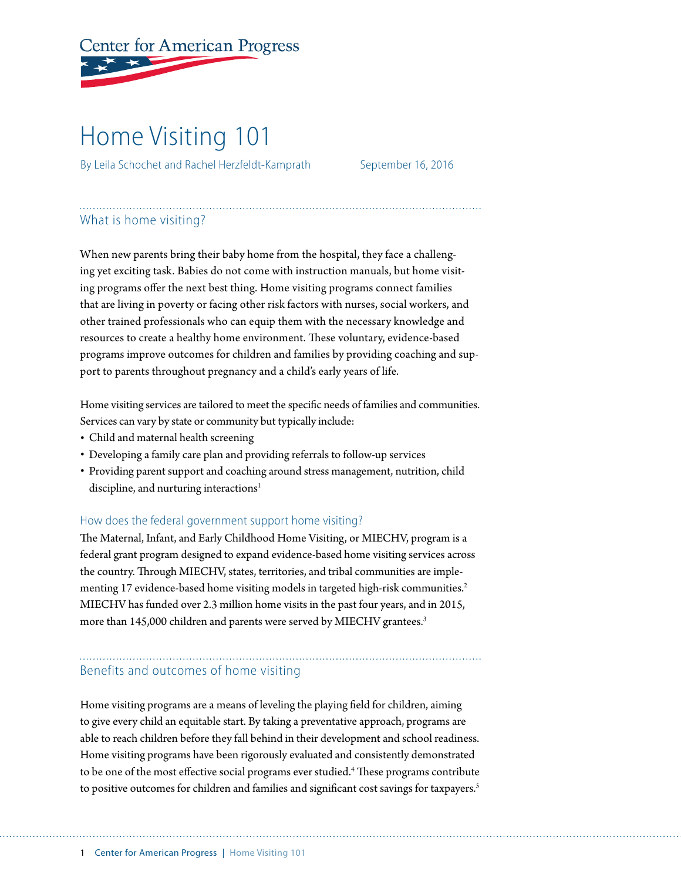Center for American Progress

# Home Visiting 101

By Leila Schochet and Rachel Herzfeldt-Kamprath September 16, 2016

## What is home visiting?

When new parents bring their baby home from the hospital, they face a challenging yet exciting task. Babies do not come with instruction manuals, but home visiting programs offer the next best thing. Home visiting programs connect families that are living in poverty or facing other risk factors with nurses, social workers, and other trained professionals who can equip them with the necessary knowledge and resources to create a healthy home environment. These voluntary, evidence-based programs improve outcomes for children and families by providing coaching and support to parents throughout pregnancy and a child's early years of life.

Home visiting services are tailored to meet the specific needs of families and communities. Services can vary by state or community but typically include:

- Child and maternal health screening
- Developing a family care plan and providing referrals to follow-up services
- Providing parent support and coaching around stress management, nutrition, child discipline, and nurturing interactions[1]

### How does the federal government support home visiting?

The Maternal, Infant, and Early Childhood Home Visiting, or MIECHV, program is a federal grant program designed to expand evidence-based home visiting services across the country. Through MIECHV, states, territories, and tribal communities are implementing 17 evidence-based home visiting models in targeted high-risk communities.[2] MIECHV has funded over 2.3 million home visits in the past four years, and in 2015, more than 145,000 children and parents were served by MIECHV grantees.[3]

## Benefits and outcomes of home visiting

Home visiting programs are a means of leveling the playing field for children, aiming to give every child an equitable start. By taking a preventative approach, programs are able to reach children before they fall behind in their development and school readiness. Home visiting programs have been rigorously evaluated and consistently demonstrated to be one of the most effective social programs ever studied.[4] These programs contribute to positive outcomes for children and families and significant cost savings for taxpayers.[5]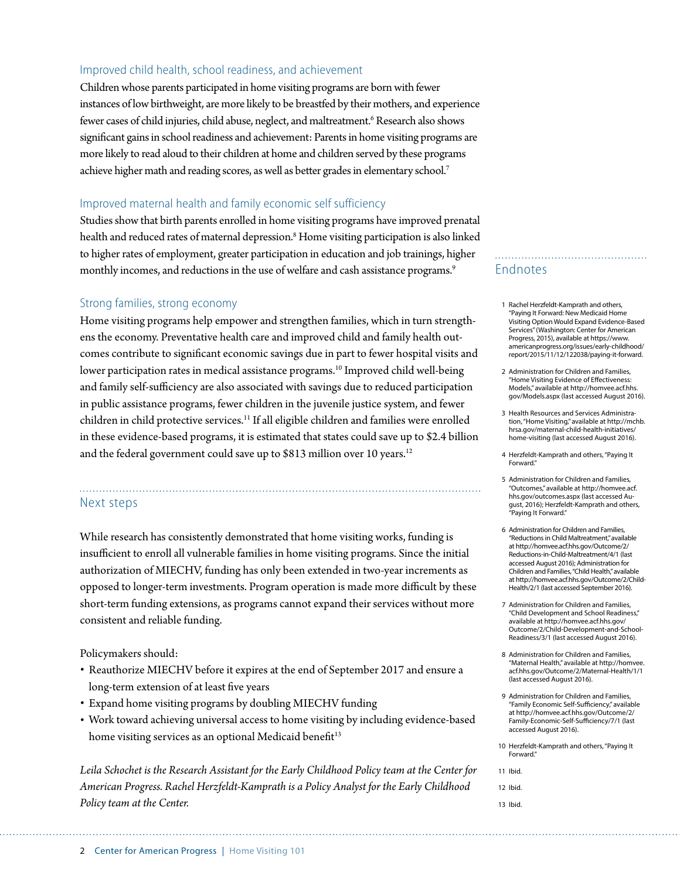### Improved child health, school readiness, and achievement

Children whose parents participated in home visiting programs are born with fewer instances of low birthweight, are more likely to be breastfed by their mothers, and experience fewer cases of child injuries, child abuse, neglect, and maltreatment.[6] Research also shows significant gains in school readiness and achievement: Parents in home visiting programs are more likely to read aloud to their children at home and children served by these programs achieve higher math and reading scores, as well as better grades in elementary school.[7]

### Improved maternal health and family economic self sufficiency

Studies show that birth parents enrolled in home visiting programs have improved prenatal health and reduced rates of maternal depression.[8] Home visiting participation is also linked to higher rates of employment, greater participation in education and job trainings, higher monthly incomes, and reductions in the use of welfare and cash assistance programs.[9]

### Strong families, strong economy

Home visiting programs help empower and strengthen families, which in turn strengthens the economy. Preventative health care and improved child and family health outcomes contribute to significant economic savings due in part to fewer hospital visits and lower participation rates in medical assistance programs.[10] Improved child well-being and family self-sufficiency are also associated with savings due to reduced participation in public assistance programs, fewer children in the juvenile justice system, and fewer children in child protective services.[11] If all eligible children and families were enrolled in these evidence-based programs, it is estimated that states could save up to $2.4 billion and the federal government could save up to $813 million over 10 years.[12]

## Next steps

While research has consistently demonstrated that home visiting works, funding is insufficient to enroll all vulnerable families in home visiting programs. Since the initial authorization of MIECHV, funding has only been extended in two-year increments as opposed to longer-term investments. Program operation is made more difficult by these short-term funding extensions, as programs cannot expand their services without more consistent and reliable funding.

Policymakers should:

- Reauthorize MIECHV before it expires at the end of September 2017 and ensure a long-term extension of at least five years
- Expand home visiting programs by doubling MIECHV funding
- Work toward achieving universal access to home visiting by including evidence-based home visiting services as an optional Medicaid benefit[13]

*Leila Schochet is the Research Assistant for the Early Childhood Policy team at the Center for American Progress. Rachel Herzfeldt-Kamprath is a Policy Analyst for the Early Childhood Policy team at the Center.*

## Endnotes

1. Rachel Herzfeldt-Kamprath and others, "Paying It Forward: New Medicaid Home Visiting Option Would Expand Evidence-Based Services" (Washington: Center for American Progress, 2015), available at https://www.americanprogress.org/issues/early-childhood/report/2015/11/12/122038/paying-it-forward.
2. Administration for Children and Families, "Home Visiting Evidence of Effectiveness: Models," available at http://homvee.acf.hhs.gov/Models.aspx (last accessed August 2016).
3. Health Resources and Services Administration, "Home Visiting," available at http://mchb.hrsa.gov/maternal-child-health-initiatives/home-visiting (last accessed August 2016).
4. Herzfeldt-Kamprath and others, "Paying It Forward."
5. Administration for Children and Families, "Outcomes," available at http://homvee.acf.hhs.gov/outcomes.aspx (last accessed August, 2016); Herzfeldt-Kamprath and others, "Paying It Forward."
6. Administration for Children and Families, "Reductions in Child Maltreatment," available at http://homvee.acf.hhs.gov/Outcome/2/Reductions-in-Child-Maltreatment/4/1 (last accessed August 2016); Administration for Children and Families, "Child Health," available at http://homvee.acf.hhs.gov/Outcome/2/Child-Health/2/1 (last accessed September 2016).
7. Administration for Children and Families, "Child Development and School Readiness," available at http://homvee.acf.hhs.gov/Outcome/2/Child-Development-and-School-Readiness/3/1 (last accessed August 2016).
8. Administration for Children and Families, "Maternal Health," available at http://homvee.acf.hhs.gov/Outcome/2/Maternal-Health/1/1 (last accessed August 2016).
9. Administration for Children and Families, "Family Economic Self-Sufficiency," available at http://homvee.acf.hhs.gov/Outcome/2/Family-Economic-Self-Sufficiency/7/1 (last accessed August 2016).
10. Herzfeldt-Kamprath and others, "Paying It Forward."
11. Ibid.
12. Ibid.
13. Ibid.